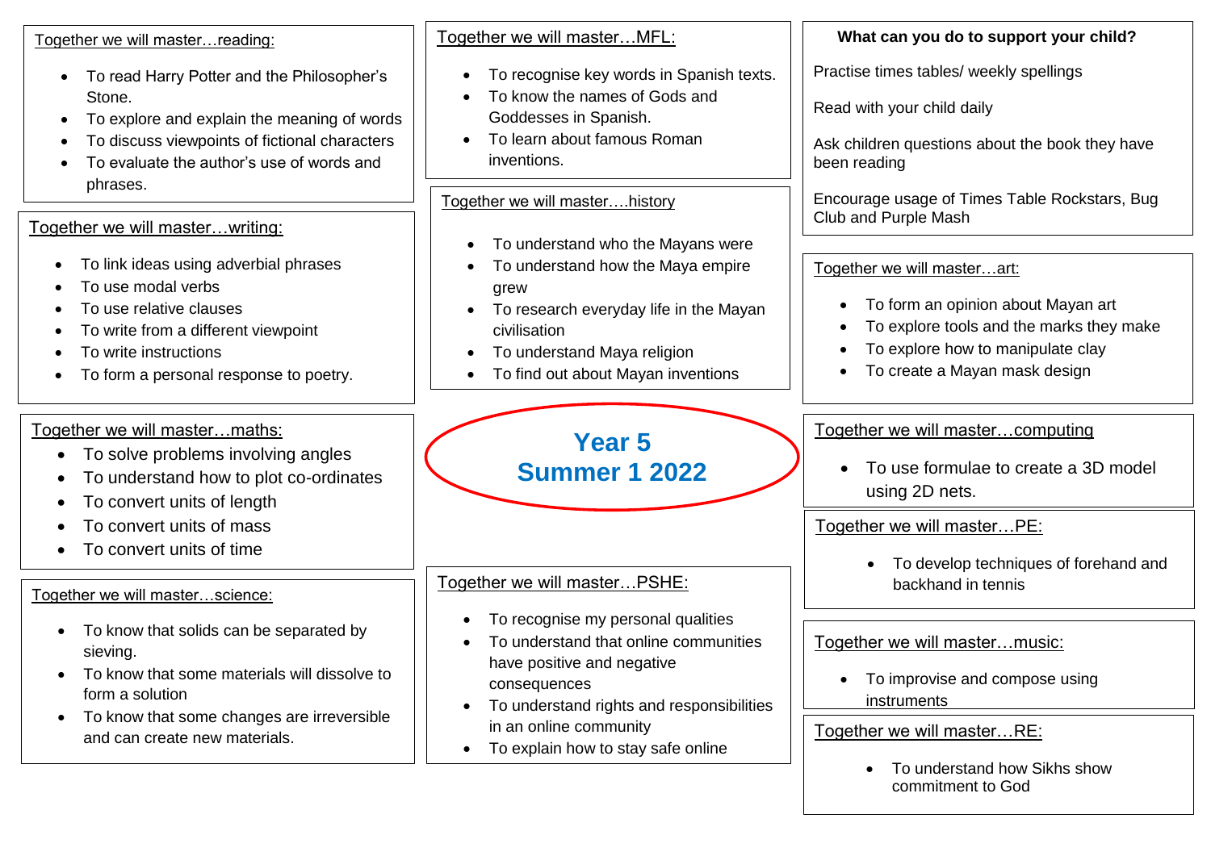# Year 5 Summer 1 2022

## Together we will master…reading:

- To read Harry Potter and the Philosopher's Stone.
- To explore and explain the meaning of words
- To discuss viewpoints of fictional characters
- To evaluate the author's use of words and phrases.

## Together we will master…writing:

- To link ideas using adverbial phrases
- To use modal verbs
- To use relative clauses
- To write from a different viewpoint
- To write instructions
- To form a personal response to poetry.

## Together we will master…maths:

- To solve problems involving angles
- To understand how to plot co-ordinates
- To convert units of length
- To convert units of mass
- To convert units of time

## Together we will master…science:

- To know that solids can be separated by sieving.
- To know that some materials will dissolve to form a solution
- To know that some changes are irreversible and can create new materials.

## Together we will master…MFL:

- To recognise key words in Spanish texts.
- To know the names of Gods and Goddesses in Spanish.
- To learn about famous Roman inventions.

## Together we will master….history

- To understand who the Mayans were
- To understand how the Maya empire grew
- To research everyday life in the Mayan civilisation
- To understand Maya religion
- To find out about Mayan inventions

## Together we will master…PSHE:

- To recognise my personal qualities
- To understand that online communities have positive and negative consequences
- To understand rights and responsibilities in an online community
- To explain how to stay safe online

## What can you do to support your child?

Practise times tables/ weekly spellings

Read with your child daily

Ask children questions about the book they have been reading

Encourage usage of Times Table Rockstars, Bug Club and Purple Mash

## Together we will master…art:

- To form an opinion about Mayan art
- To explore tools and the marks they make
- To explore how to manipulate clay
- To create a Mayan mask design

## Together we will master…computing

- To use formulae to create a 3D model using 2D nets.

## Together we will master…PE:

- To develop techniques of forehand and backhand in tennis

## Together we will master…music:

- To improvise and compose using instruments

## Together we will master…RE:

- To understand how Sikhs show commitment to God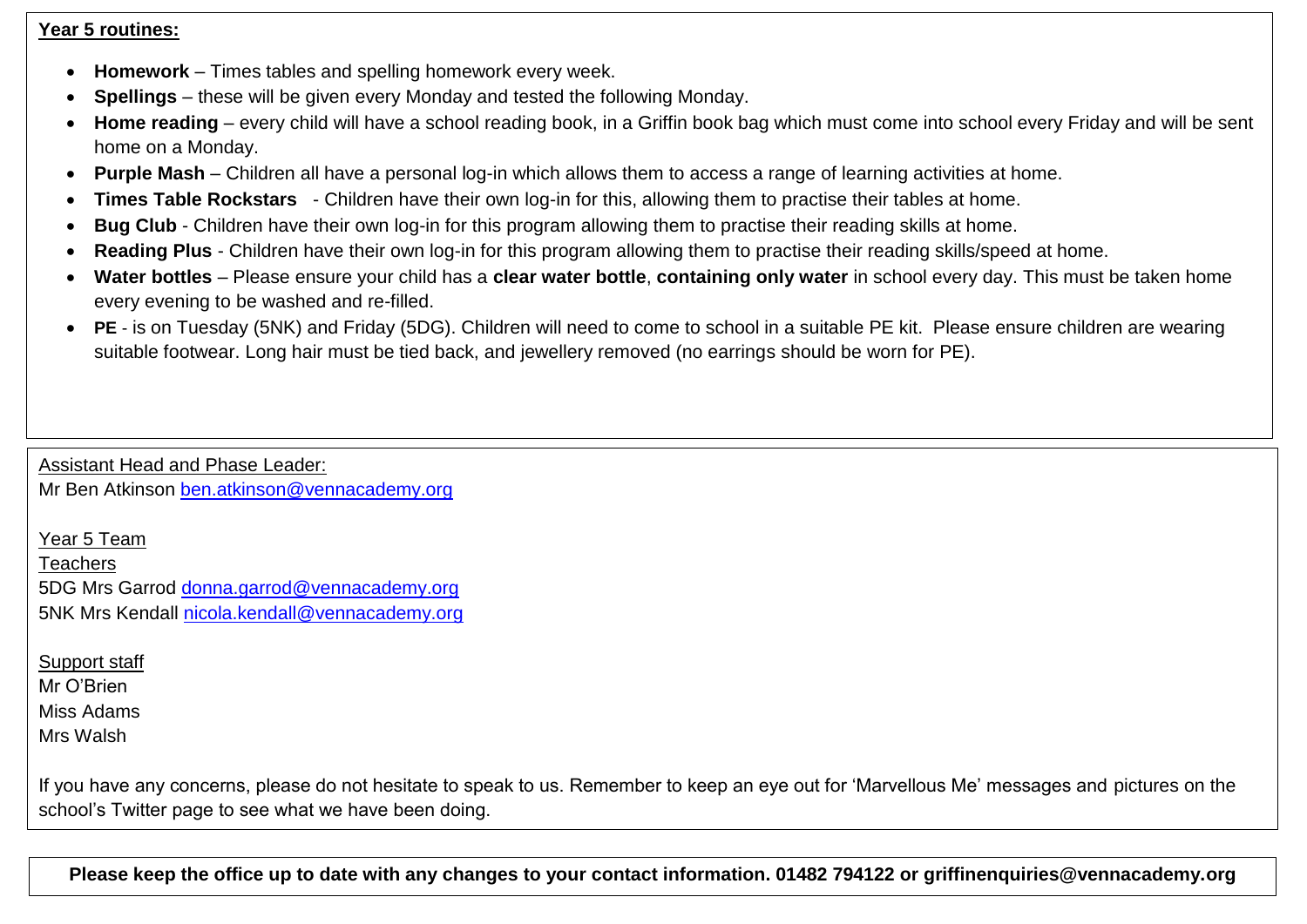**Year 5 routines:**

- **Homework** – Times tables and spelling homework every week.
- **Spellings** – these will be given every Monday and tested the following Monday.
- **Home reading** – every child will have a school reading book, in a Griffin book bag which must come into school every Friday and will be sent home on a Monday.
- **Purple Mash** – Children all have a personal log-in which allows them to access a range of learning activities at home.
- **Times Table Rockstars** - Children have their own log-in for this, allowing them to practise their tables at home.
- **Bug Club** - Children have their own log-in for this program allowing them to practise their reading skills at home.
- **Reading Plus** - Children have their own log-in for this program allowing them to practise their reading skills/speed at home.
- **Water bottles** – Please ensure your child has a **clear water bottle**, **containing only water** in school every day. This must be taken home every evening to be washed and re-filled.
- **PE** - is on Tuesday (5NK) and Friday (5DG). Children will need to come to school in a suitable PE kit. Please ensure children are wearing suitable footwear. Long hair must be tied back, and jewellery removed (no earrings should be worn for PE).

Assistant Head and Phase Leader:
Mr Ben Atkinson ben.atkinson@vennacademy.org

Year 5 Team
Teachers
5DG Mrs Garrod donna.garrod@vennacademy.org
5NK Mrs Kendall nicola.kendall@vennacademy.org

Support staff
Mr O'Brien
Miss Adams
Mrs Walsh

If you have any concerns, please do not hesitate to speak to us. Remember to keep an eye out for 'Marvellous Me' messages and pictures on the school's Twitter page to see what we have been doing.

**Please keep the office up to date with any changes to your contact information. 01482 794122 or griffinenquiries@vennacademy.org**